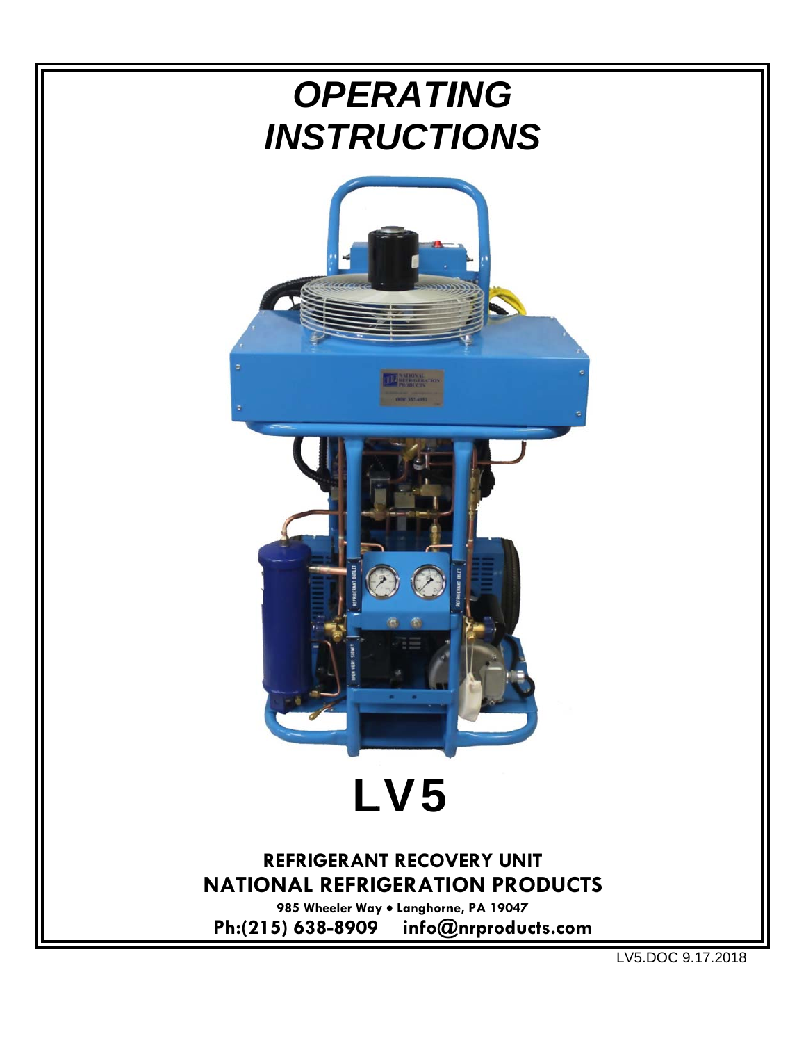# *OPERATING INSTRUCTIONS*

# LV5

**REFRIGERANT RECOVERY UNIT**
**NATIONAL REFRIGERATION PRODUCTS**

**985 Wheeler Way • Langhorne, PA 19047**
**Ph:(215) 638-8909 info@nrproducts.com**

LV5.DOC 9.17.2018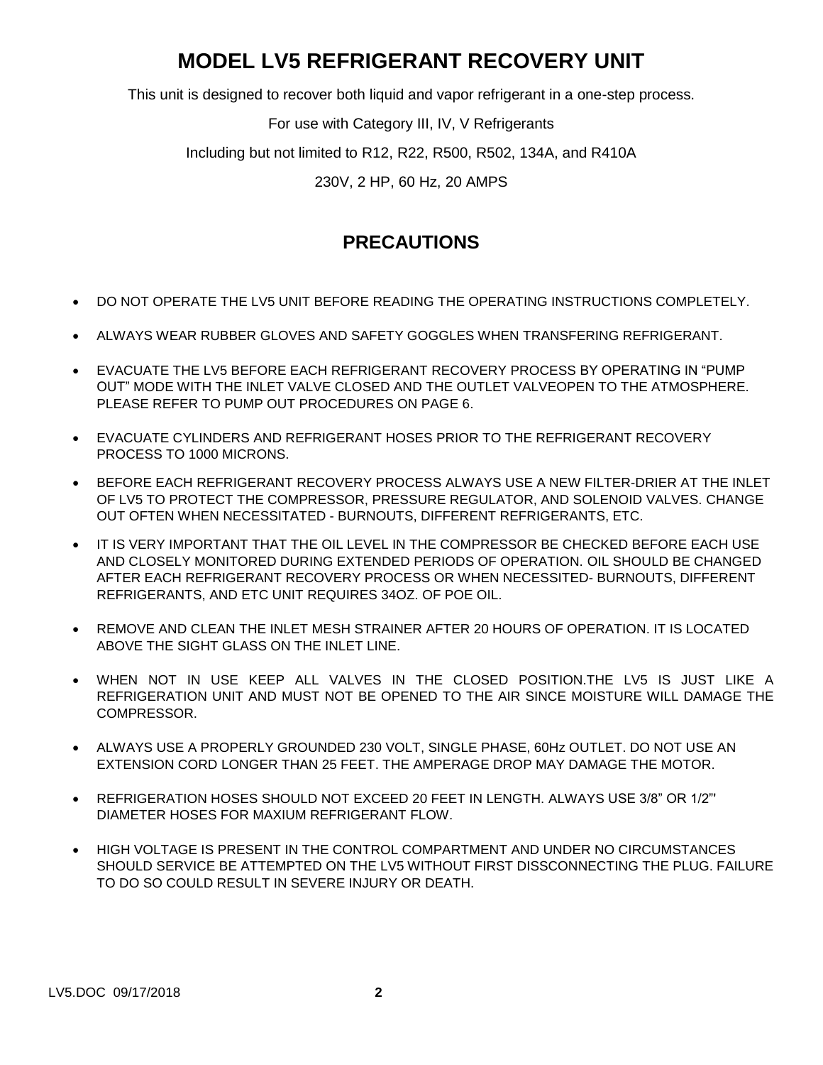# MODEL LV5 REFRIGERANT RECOVERY UNIT

This unit is designed to recover both liquid and vapor refrigerant in a one-step process.

For use with Category III, IV, V Refrigerants

Including but not limited to R12, R22, R500, R502, 134A, and R410A

230V, 2 HP, 60 Hz, 20 AMPS

## PRECAUTIONS

- DO NOT OPERATE THE LV5 UNIT BEFORE READING THE OPERATING INSTRUCTIONS COMPLETELY.
- ALWAYS WEAR RUBBER GLOVES AND SAFETY GOGGLES WHEN TRANSFERING REFRIGERANT.
- EVACUATE THE LV5 BEFORE EACH REFRIGERANT RECOVERY PROCESS BY OPERATING IN "PUMP OUT" MODE WITH THE INLET VALVE CLOSED AND THE OUTLET VALVEOPEN TO THE ATMOSPHERE. PLEASE REFER TO PUMP OUT PROCEDURES ON PAGE 6.
- EVACUATE CYLINDERS AND REFRIGERANT HOSES PRIOR TO THE REFRIGERANT RECOVERY PROCESS TO 1000 MICRONS.
- BEFORE EACH REFRIGERANT RECOVERY PROCESS ALWAYS USE A NEW FILTER-DRIER AT THE INLET OF LV5 TO PROTECT THE COMPRESSOR, PRESSURE REGULATOR, AND SOLENOID VALVES. CHANGE OUT OFTEN WHEN NECESSITATED - BURNOUTS, DIFFERENT REFRIGERANTS, ETC.
- IT IS VERY IMPORTANT THAT THE OIL LEVEL IN THE COMPRESSOR BE CHECKED BEFORE EACH USE AND CLOSELY MONITORED DURING EXTENDED PERIODS OF OPERATION. OIL SHOULD BE CHANGED AFTER EACH REFRIGERANT RECOVERY PROCESS OR WHEN NECESSITED- BURNOUTS, DIFFERENT REFRIGERANTS, AND ETC UNIT REQUIRES 34OZ. OF POE OIL.
- REMOVE AND CLEAN THE INLET MESH STRAINER AFTER 20 HOURS OF OPERATION. IT IS LOCATED ABOVE THE SIGHT GLASS ON THE INLET LINE.
- WHEN NOT IN USE KEEP ALL VALVES IN THE CLOSED POSITION.THE LV5 IS JUST LIKE A REFRIGERATION UNIT AND MUST NOT BE OPENED TO THE AIR SINCE MOISTURE WILL DAMAGE THE COMPRESSOR.
- ALWAYS USE A PROPERLY GROUNDED 230 VOLT, SINGLE PHASE, 60Hz OUTLET. DO NOT USE AN EXTENSION CORD LONGER THAN 25 FEET. THE AMPERAGE DROP MAY DAMAGE THE MOTOR.
- REFRIGERATION HOSES SHOULD NOT EXCEED 20 FEET IN LENGTH. ALWAYS USE 3/8" OR 1/2"' DIAMETER HOSES FOR MAXIUM REFRIGERANT FLOW.
- HIGH VOLTAGE IS PRESENT IN THE CONTROL COMPARTMENT AND UNDER NO CIRCUMSTANCES SHOULD SERVICE BE ATTEMPTED ON THE LV5 WITHOUT FIRST DISSCONNECTING THE PLUG. FAILURE TO DO SO COULD RESULT IN SEVERE INJURY OR DEATH.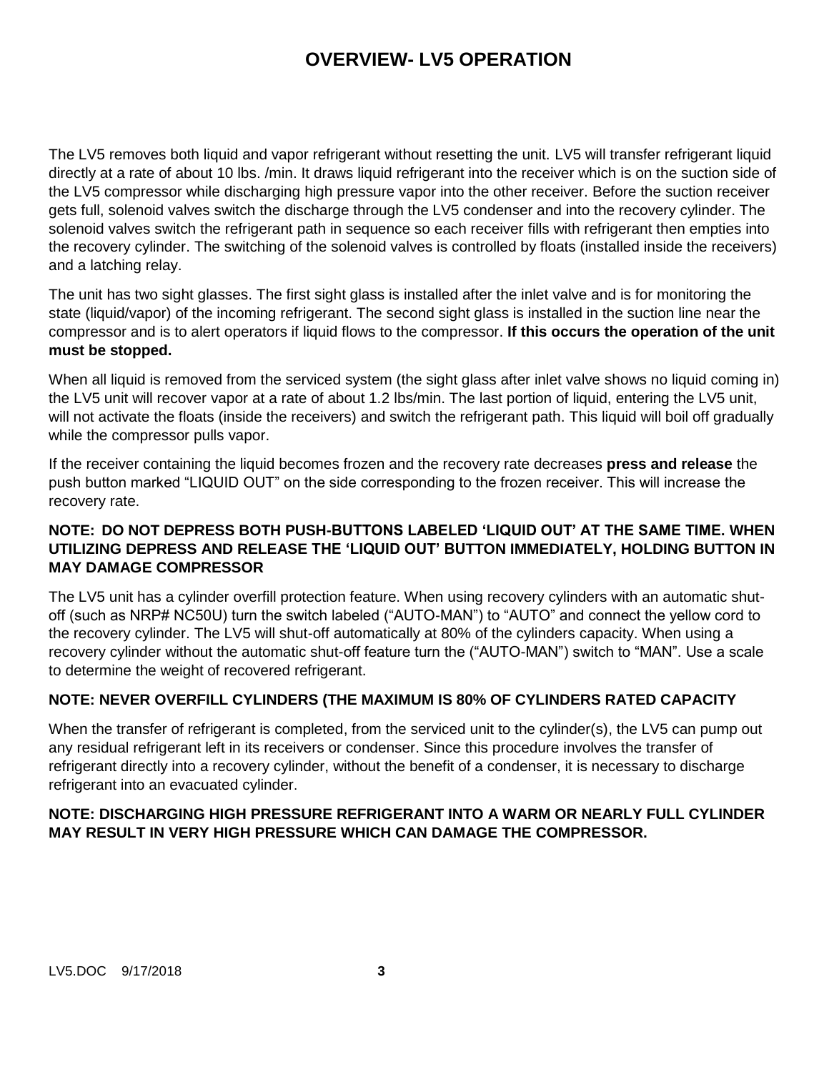# OVERVIEW- LV5 OPERATION

The LV5 removes both liquid and vapor refrigerant without resetting the unit. LV5 will transfer refrigerant liquid directly at a rate of about 10 lbs. /min. It draws liquid refrigerant into the receiver which is on the suction side of the LV5 compressor while discharging high pressure vapor into the other receiver. Before the suction receiver gets full, solenoid valves switch the discharge through the LV5 condenser and into the recovery cylinder. The solenoid valves switch the refrigerant path in sequence so each receiver fills with refrigerant then empties into the recovery cylinder. The switching of the solenoid valves is controlled by floats (installed inside the receivers) and a latching relay.

The unit has two sight glasses. The first sight glass is installed after the inlet valve and is for monitoring the state (liquid/vapor) of the incoming refrigerant. The second sight glass is installed in the suction line near the compressor and is to alert operators if liquid flows to the compressor. **If this occurs the operation of the unit must be stopped.**

When all liquid is removed from the serviced system (the sight glass after inlet valve shows no liquid coming in) the LV5 unit will recover vapor at a rate of about 1.2 lbs/min. The last portion of liquid, entering the LV5 unit, will not activate the floats (inside the receivers) and switch the refrigerant path. This liquid will boil off gradually while the compressor pulls vapor.

If the receiver containing the liquid becomes frozen and the recovery rate decreases **press and release** the push button marked "LIQUID OUT" on the side corresponding to the frozen receiver. This will increase the recovery rate.

**NOTE: DO NOT DEPRESS BOTH PUSH-BUTTONS LABELED 'LIQUID OUT' AT THE SAME TIME. WHEN UTILIZING DEPRESS AND RELEASE THE 'LIQUID OUT' BUTTON IMMEDIATELY, HOLDING BUTTON IN MAY DAMAGE COMPRESSOR**

The LV5 unit has a cylinder overfill protection feature. When using recovery cylinders with an automatic shut-off (such as NRP# NC50U) turn the switch labeled ("AUTO-MAN") to "AUTO" and connect the yellow cord to the recovery cylinder. The LV5 will shut-off automatically at 80% of the cylinders capacity. When using a recovery cylinder without the automatic shut-off feature turn the ("AUTO-MAN") switch to "MAN". Use a scale to determine the weight of recovered refrigerant.

**NOTE: NEVER OVERFILL CYLINDERS (THE MAXIMUM IS 80% OF CYLINDERS RATED CAPACITY**

When the transfer of refrigerant is completed, from the serviced unit to the cylinder(s), the LV5 can pump out any residual refrigerant left in its receivers or condenser. Since this procedure involves the transfer of refrigerant directly into a recovery cylinder, without the benefit of a condenser, it is necessary to discharge refrigerant into an evacuated cylinder.

**NOTE: DISCHARGING HIGH PRESSURE REFRIGERANT INTO A WARM OR NEARLY FULL CYLINDER MAY RESULT IN VERY HIGH PRESSURE WHICH CAN DAMAGE THE COMPRESSOR.**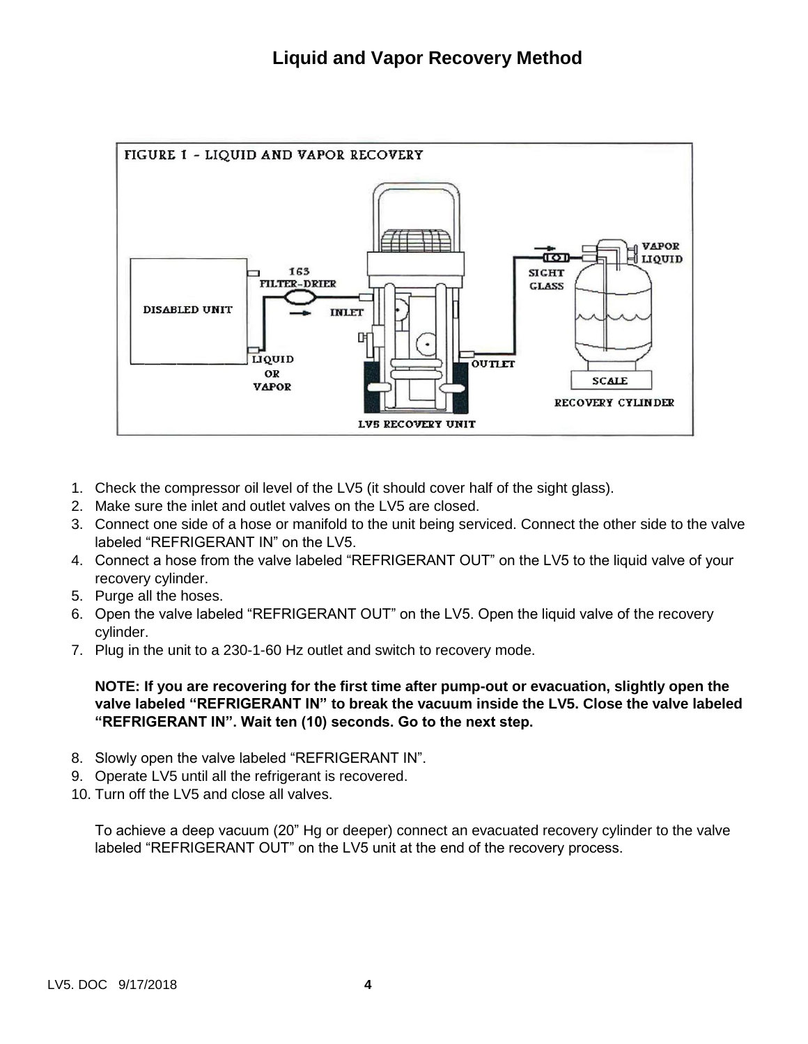# Liquid and Vapor Recovery Method

1. Check the compressor oil level of the LV5 (it should cover half of the sight glass).
2. Make sure the inlet and outlet valves on the LV5 are closed.
3. Connect one side of a hose or manifold to the unit being serviced. Connect the other side to the valve labeled “REFRIGERANT IN” on the LV5.
4. Connect a hose from the valve labeled “REFRIGERANT OUT” on the LV5 to the liquid valve of your recovery cylinder.
5. Purge all the hoses.
6. Open the valve labeled “REFRIGERANT OUT” on the LV5. Open the liquid valve of the recovery cylinder.
7. Plug in the unit to a 230-1-60 Hz outlet and switch to recovery mode.

   **NOTE: If you are recovering for the first time after pump-out or evacuation, slightly open the valve labeled “REFRIGERANT IN” to break the vacuum inside the LV5. Close the valve labeled “REFRIGERANT IN”. Wait ten (10) seconds. Go to the next step.**

8. Slowly open the valve labeled “REFRIGERANT IN”.
9. Operate LV5 until all the refrigerant is recovered.
10. Turn off the LV5 and close all valves.

    To achieve a deep vacuum (20” Hg or deeper) connect an evacuated recovery cylinder to the valve labeled “REFRIGERANT OUT” on the LV5 unit at the end of the recovery process.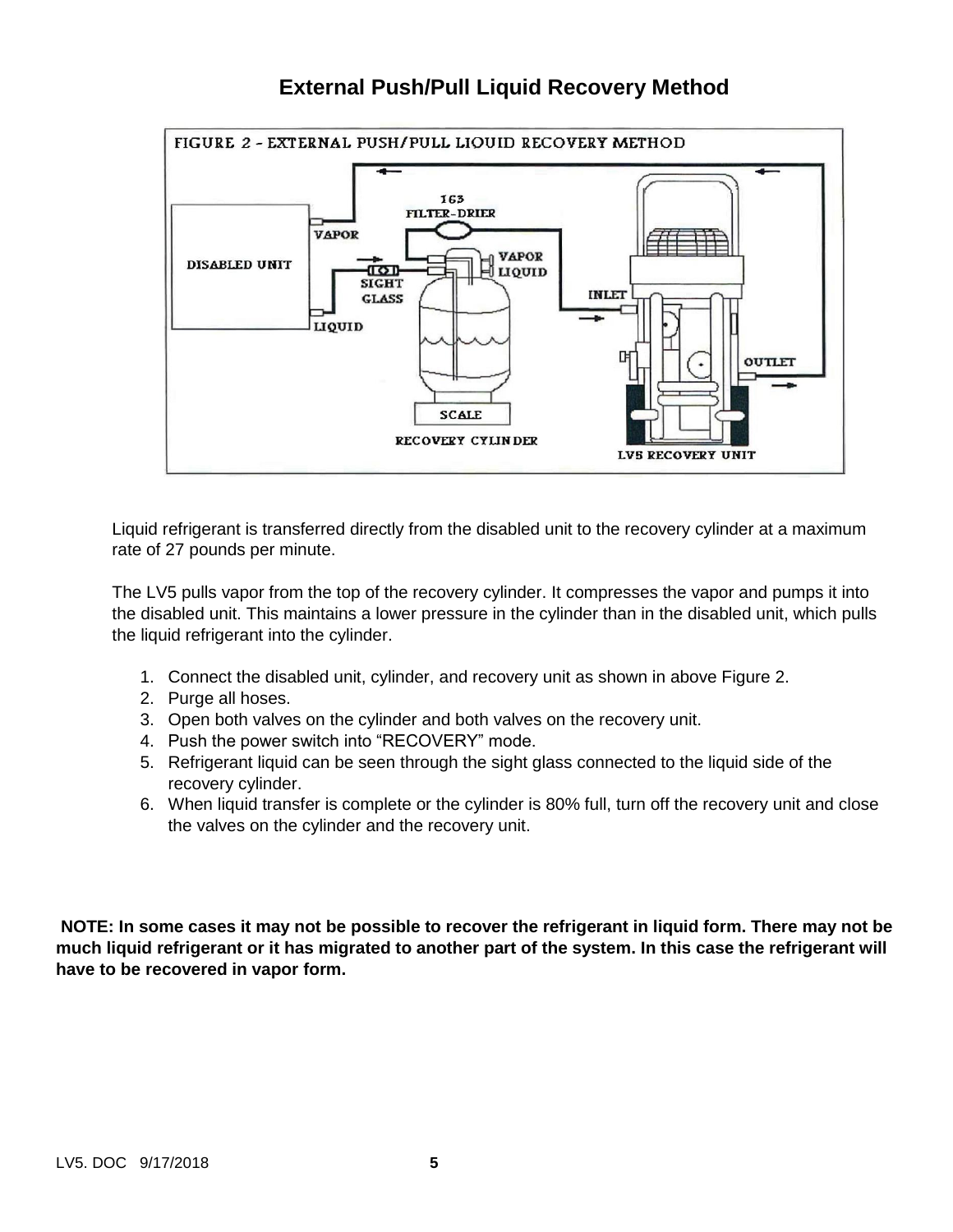# External Push/Pull Liquid Recovery Method

FIGURE 2 - EXTERNAL PUSH/PULL LIQUID RECOVERY METHOD

Liquid refrigerant is transferred directly from the disabled unit to the recovery cylinder at a maximum rate of 27 pounds per minute.

The LV5 pulls vapor from the top of the recovery cylinder. It compresses the vapor and pumps it into the disabled unit. This maintains a lower pressure in the cylinder than in the disabled unit, which pulls the liquid refrigerant into the cylinder.

1. Connect the disabled unit, cylinder, and recovery unit as shown in above Figure 2.
2. Purge all hoses.
3. Open both valves on the cylinder and both valves on the recovery unit.
4. Push the power switch into "RECOVERY" mode.
5. Refrigerant liquid can be seen through the sight glass connected to the liquid side of the recovery cylinder.
6. When liquid transfer is complete or the cylinder is 80% full, turn off the recovery unit and close the valves on the cylinder and the recovery unit.

**NOTE: In some cases it may not be possible to recover the refrigerant in liquid form. There may not be much liquid refrigerant or it has migrated to another part of the system. In this case the refrigerant will have to be recovered in vapor form.**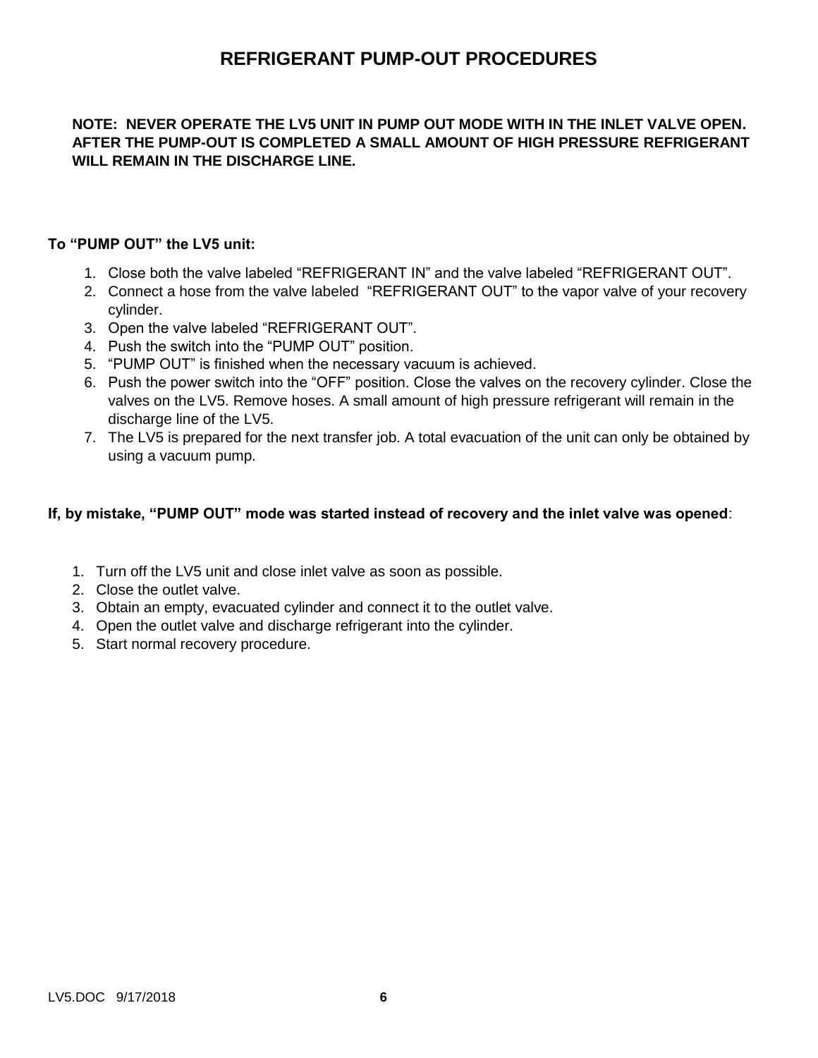# REFRIGERANT PUMP-OUT PROCEDURES

**NOTE: NEVER OPERATE THE LV5 UNIT IN PUMP OUT MODE WITH IN THE INLET VALVE OPEN. AFTER THE PUMP-OUT IS COMPLETED A SMALL AMOUNT OF HIGH PRESSURE REFRIGERANT WILL REMAIN IN THE DISCHARGE LINE.**

**To "PUMP OUT" the LV5 unit:**

1. Close both the valve labeled "REFRIGERANT IN" and the valve labeled "REFRIGERANT OUT".
2. Connect a hose from the valve labeled "REFRIGERANT OUT" to the vapor valve of your recovery cylinder.
3. Open the valve labeled "REFRIGERANT OUT".
4. Push the switch into the "PUMP OUT" position.
5. "PUMP OUT" is finished when the necessary vacuum is achieved.
6. Push the power switch into the "OFF" position. Close the valves on the recovery cylinder. Close the valves on the LV5. Remove hoses. A small amount of high pressure refrigerant will remain in the discharge line of the LV5.
7. The LV5 is prepared for the next transfer job. A total evacuation of the unit can only be obtained by using a vacuum pump.

**If, by mistake, "PUMP OUT" mode was started instead of recovery and the inlet valve was opened**:

1. Turn off the LV5 unit and close inlet valve as soon as possible.
2. Close the outlet valve.
3. Obtain an empty, evacuated cylinder and connect it to the outlet valve.
4. Open the outlet valve and discharge refrigerant into the cylinder.
5. Start normal recovery procedure.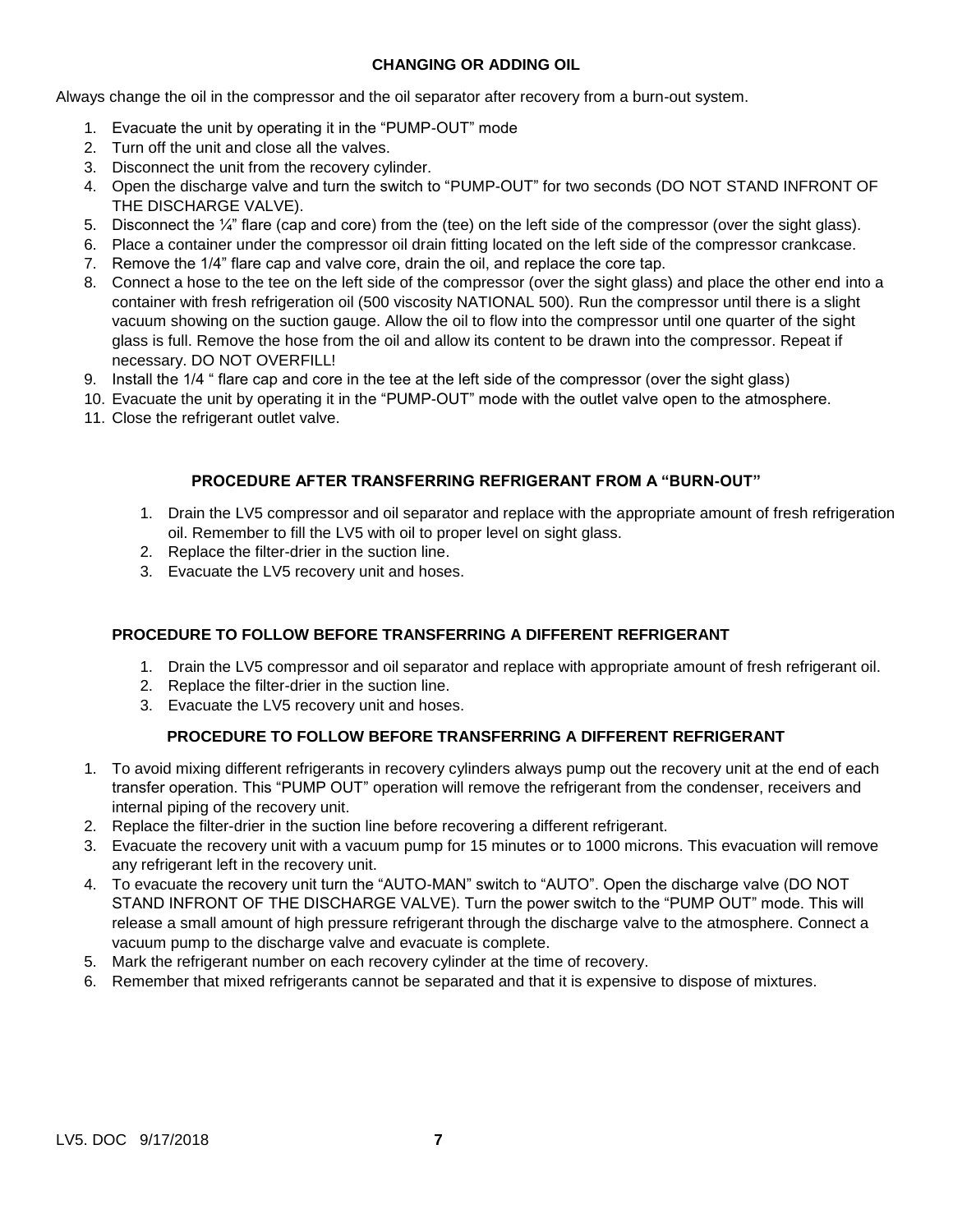## CHANGING OR ADDING OIL

Always change the oil in the compressor and the oil separator after recovery from a burn-out system.

1. Evacuate the unit by operating it in the "PUMP-OUT" mode
2. Turn off the unit and close all the valves.
3. Disconnect the unit from the recovery cylinder.
4. Open the discharge valve and turn the switch to "PUMP-OUT" for two seconds (DO NOT STAND INFRONT OF THE DISCHARGE VALVE).
5. Disconnect the ¼" flare (cap and core) from the (tee) on the left side of the compressor (over the sight glass).
6. Place a container under the compressor oil drain fitting located on the left side of the compressor crankcase.
7. Remove the 1/4" flare cap and valve core, drain the oil, and replace the core tap.
8. Connect a hose to the tee on the left side of the compressor (over the sight glass) and place the other end into a container with fresh refrigeration oil (500 viscosity NATIONAL 500). Run the compressor until there is a slight vacuum showing on the suction gauge. Allow the oil to flow into the compressor until one quarter of the sight glass is full. Remove the hose from the oil and allow its content to be drawn into the compressor. Repeat if necessary. DO NOT OVERFILL!
9. Install the 1/4 " flare cap and core in the tee at the left side of the compressor (over the sight glass)
10. Evacuate the unit by operating it in the "PUMP-OUT" mode with the outlet valve open to the atmosphere.
11. Close the refrigerant outlet valve.

## PROCEDURE AFTER TRANSFERRING REFRIGERANT FROM A "BURN-OUT"

1. Drain the LV5 compressor and oil separator and replace with the appropriate amount of fresh refrigeration oil. Remember to fill the LV5 with oil to proper level on sight glass.
2. Replace the filter-drier in the suction line.
3. Evacuate the LV5 recovery unit and hoses.

## PROCEDURE TO FOLLOW BEFORE TRANSFERRING A DIFFERENT REFRIGERANT

1. Drain the LV5 compressor and oil separator and replace with appropriate amount of fresh refrigerant oil.
2. Replace the filter-drier in the suction line.
3. Evacuate the LV5 recovery unit and hoses.

## PROCEDURE TO FOLLOW BEFORE TRANSFERRING A DIFFERENT REFRIGERANT

1. To avoid mixing different refrigerants in recovery cylinders always pump out the recovery unit at the end of each transfer operation. This "PUMP OUT" operation will remove the refrigerant from the condenser, receivers and internal piping of the recovery unit.
2. Replace the filter-drier in the suction line before recovering a different refrigerant.
3. Evacuate the recovery unit with a vacuum pump for 15 minutes or to 1000 microns. This evacuation will remove any refrigerant left in the recovery unit.
4. To evacuate the recovery unit turn the "AUTO-MAN" switch to "AUTO". Open the discharge valve (DO NOT STAND INFRONT OF THE DISCHARGE VALVE). Turn the power switch to the "PUMP OUT" mode. This will release a small amount of high pressure refrigerant through the discharge valve to the atmosphere. Connect a vacuum pump to the discharge valve and evacuate is complete.
5. Mark the refrigerant number on each recovery cylinder at the time of recovery.
6. Remember that mixed refrigerants cannot be separated and that it is expensive to dispose of mixtures.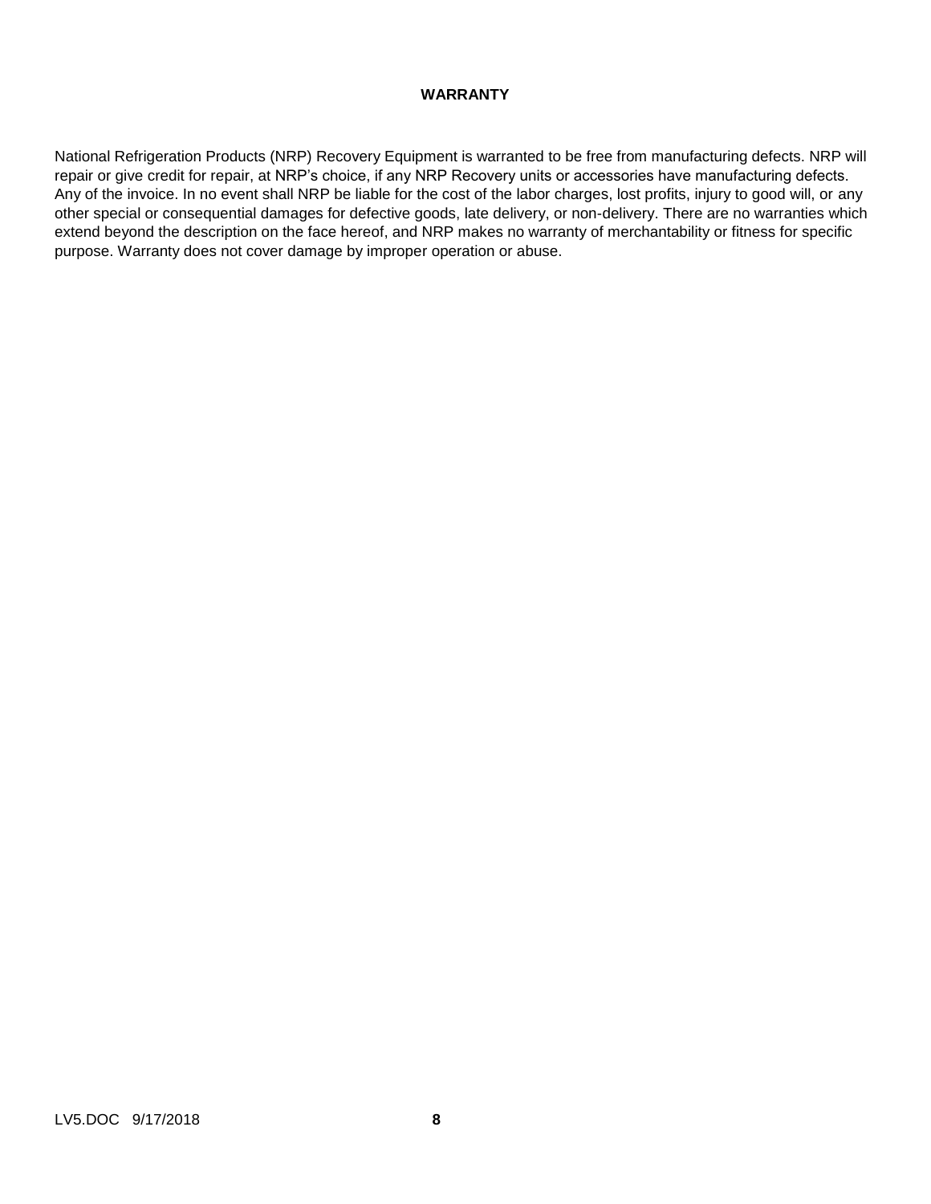# WARRANTY

National Refrigeration Products (NRP) Recovery Equipment is warranted to be free from manufacturing defects. NRP will repair or give credit for repair, at NRP's choice, if any NRP Recovery units or accessories have manufacturing defects. Any of the invoice. In no event shall NRP be liable for the cost of the labor charges, lost profits, injury to good will, or any other special or consequential damages for defective goods, late delivery, or non-delivery. There are no warranties which extend beyond the description on the face hereof, and NRP makes no warranty of merchantability or fitness for specific purpose. Warranty does not cover damage by improper operation or abuse.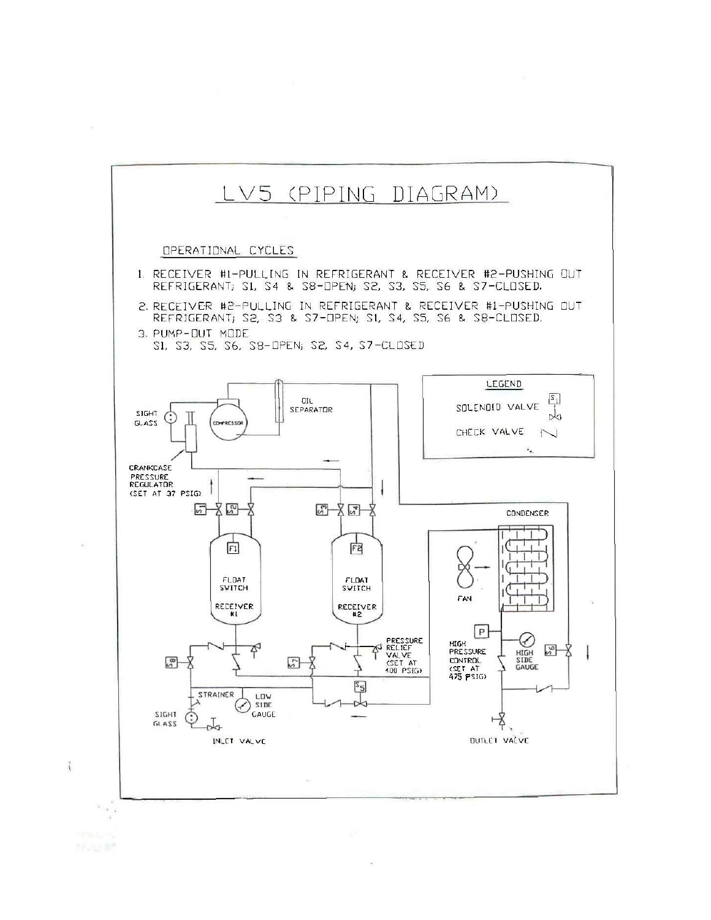# LV5 (PIPING DIAGRAM)

## OPERATIONAL CYCLES

1. RECEIVER #1-PULLING IN REFRIGERANT & RECEIVER #2-PUSHING OUT REFRIGERANT; S1, S4 & S8-OPEN; S2, S3, S5, S6 & S7-CLOSED.
2. RECEIVER #2-PULLING IN REFRIGERANT & RECEIVER #1-PUSHING OUT REFRIGERANT; S2, S3 & S7-OPEN; S1, S4, S5, S6 & S8-CLOSED.
3. PUMP-OUT MODE
   S1, S3, S5, S6, S8-OPEN; S2, S4, S7-CLOSED

LEGEND

SOLENOID VALVE

CHECK VALVE

SIGHT GLASS

COMPRESSOR

OIL SEPARATOR

CRANKCASE PRESSURE REGULATOR (SET AT 37 PSIG)

S1 S2 S3 S4

F1 FLOAT SWITCH RECEIVER #1

F2 FLOAT SWITCH RECEIVER #2

CONDENSER

FAN

S8 S7 S5 S6

PRESSURE RELIEF VALVE (SET AT 400 PSIG)

P HIGH PRESSURE CONTROL (SET AT 475 PSIG)

HIGH SIDE GAUGE

STRAINER

LOW SIDE GAUGE

SIGHT GLASS

INLET VALVE

OUTLET VALVE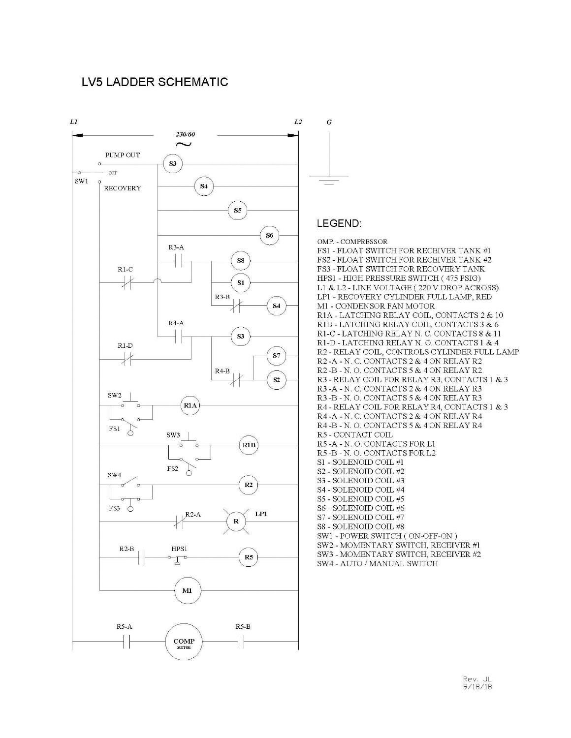## LV5 LADDER SCHEMATIC

L1

230/60

~

L2

G

PUMP OUT

OFF

SW1

RECOVERY

S3

S4

S5

S6

R3-A

S8

R1-C

S1

R3-B

S4

R4-A

S3

R1-D

S7

R4-B

S2

SW2

R1A

FS1

SW3

R1B

FS2

SW4

R2

FS3

R2-A

R

LP1

R2-B

HPS1

R5

M1

R5-A

COMP MOTOR

R5-B

### LEGEND:

OMP. - COMPRESSOR
FS1 - FLOAT SWITCH FOR RECEIVER TANK #1
FS2 - FLOAT SWITCH FOR RECEIVER TANK #2
FS3 - FLOAT SWITCH FOR RECOVERY TANK
HPS1 - HIGH PRESSURE SWITCH ( 475 PSIG)
L1 & L2 - LINE VOLTAGE ( 220 V DROP ACROSS)
LP1 - RECOVERY CYLINDER FULL LAMP, RED
M1 - CONDENSOR FAN MOTOR
R1A - LATCHING RELAY COIL, CONTACTS 2 & 10
R1B - LATCHING RELAY COIL, CONTACTS 3 & 6
R1-C - LATCHING RELAY N. C. CONTACTS 8 & 11
R1-D - LATCHING RELAY N. O. CONTACTS 1 & 4
R2 - RELAY COIL, CONTROLS CYLINDER FULL LAMP
R2 -A - N. C. CONTACTS 2 & 4 ON RELAY R2
R2 -B - N. O. CONTACTS 5 & 4 ON RELAY R2
R3 - RELAY COIL FOR RELAY R3, CONTACTS 1 & 3
R3 -A - N. C. CONTACTS 2 & 4 ON RELAY R3
R3 -B - N. O. CONTACTS 5 & 4 ON RELAY R3
R4 - RELAY COIL FOR RELAY R4, CONTACTS 1 & 3
R4 -A - N. C. CONTACTS 2 & 4 ON RELAY R4
R4 -B - N. O. CONTACTS 5 & 4 ON RELAY R4
R5 - CONTACT COIL
R5 -A - N. O. CONTACTS FOR L1
R5 -B - N. O. CONTACTS FOR L2
S1 - SOLENOID COIL #1
S2 - SOLENOID COIL #2
S3 - SOLENOID COIL #3
S4 - SOLENOID COIL #4
S5 - SOLENOID COIL #5
S6 - SOLENOID COIL #6
S7 - SOLENOID COIL #7
S8 - SOLENOID COIL #8
SW1 - POWER SWITCH ( ON-OFF-ON )
SW2 - MOMENTARY SWITCH, RECEIVER #1
SW3 - MOMENTARY SWITCH, RECEIVER #2
SW4 - AUTO / MANUAL SWITCH

Rev. JL
9/18/18